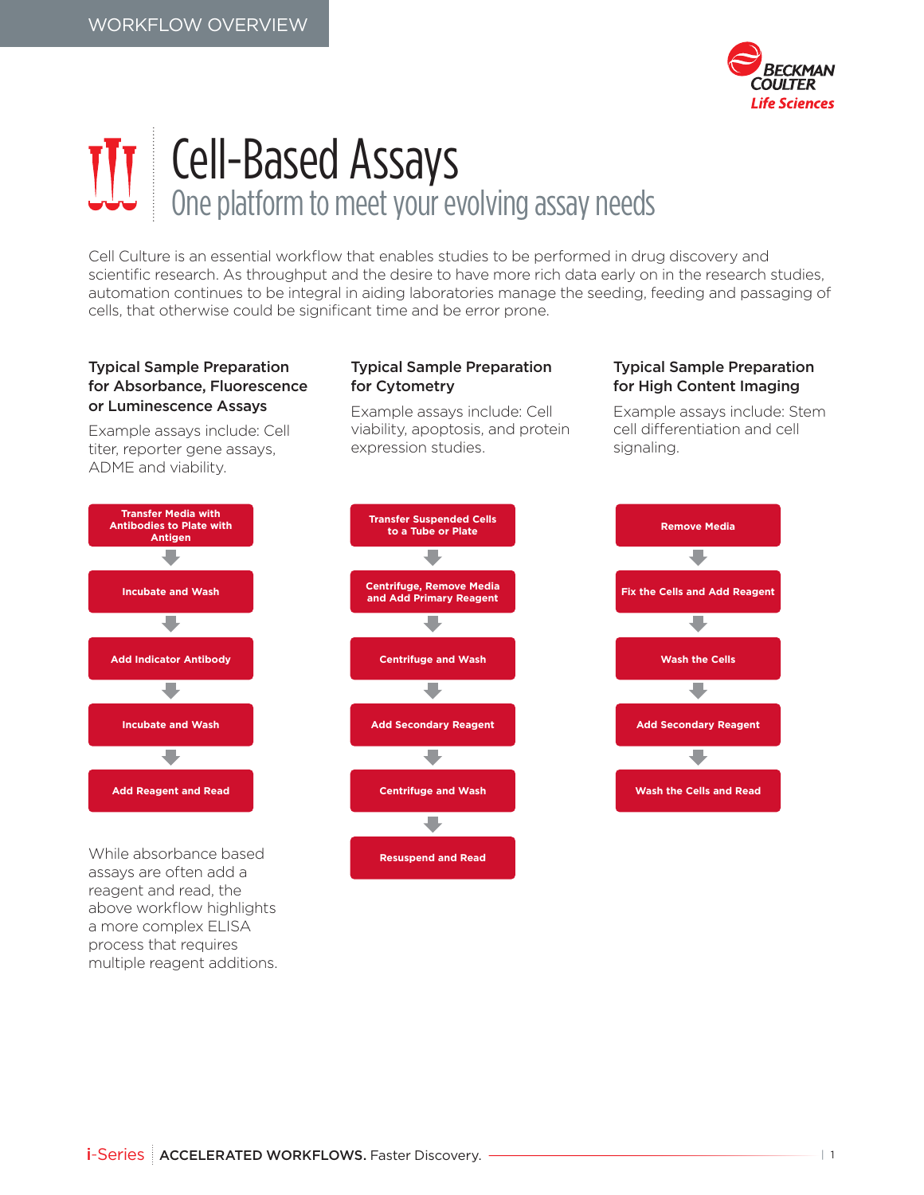WORKFLOW OVERVIEW

# Cell-Based Assays

## One platform to meet your evolving assay needs

Cell Culture is an essential workflow that enables studies to be performed in drug discovery and scientific research. As throughput and the desire to have more rich data early on in the research studies, automation continues to be integral in aiding laboratories manage the seeding, feeding and passaging of cells, that otherwise could be significant time and be error prone.

### Typical Sample Preparation for Absorbance, Fluorescence or Luminescence Assays

Example assays include: Cell titer, reporter gene assays, ADME and viability.

1. Transfer Media with Antibodies to Plate with Antigen
2. Incubate and Wash
3. Add Indicator Antibody
4. Incubate and Wash
5. Add Reagent and Read

While absorbance based assays are often add a reagent and read, the above workflow highlights a more complex ELISA process that requires multiple reagent additions.

### Typical Sample Preparation for Cytometry

Example assays include: Cell viability, apoptosis, and protein expression studies.

1. Transfer Suspended Cells to a Tube or Plate
2. Centrifuge, Remove Media and Add Primary Reagent
3. Centrifuge and Wash
4. Add Secondary Reagent
5. Centrifuge and Wash
6. Resuspend and Read

### Typical Sample Preparation for High Content Imaging

Example assays include: Stem cell differentiation and cell signaling.

1. Remove Media
2. Fix the Cells and Add Reagent
3. Wash the Cells
4. Add Secondary Reagent
5. Wash the Cells and Read

i-Series ACCELERATED WORKFLOWS. Faster Discovery.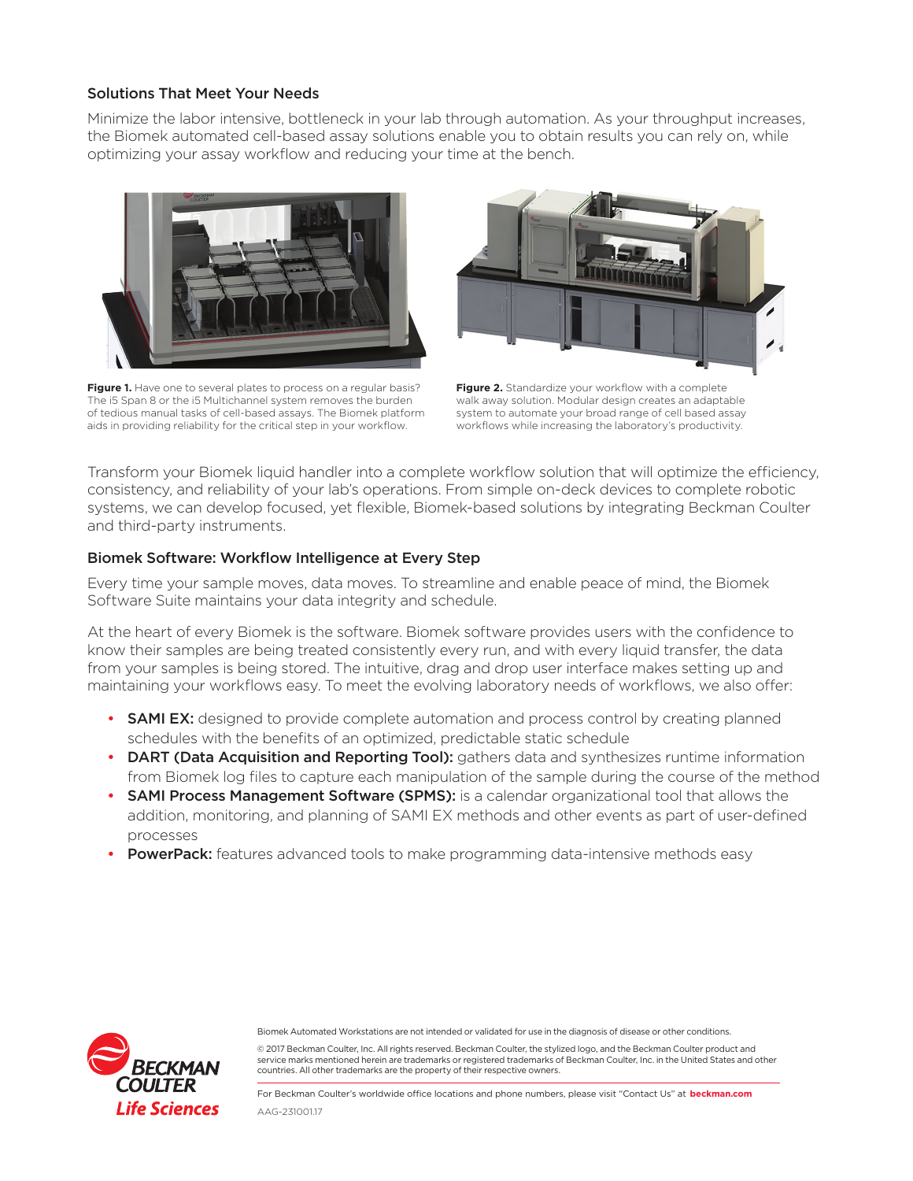### Solutions That Meet Your Needs

Minimize the labor intensive, bottleneck in your lab through automation. As your throughput increases, the Biomek automated cell-based assay solutions enable you to obtain results you can rely on, while optimizing your assay workflow and reducing your time at the bench.

**Figure 1.** Have one to several plates to process on a regular basis? The i5 Span 8 or the i5 Multichannel system removes the burden of tedious manual tasks of cell-based assays. The Biomek platform aids in providing reliability for the critical step in your workflow.

**Figure 2.** Standardize your workflow with a complete walk away solution. Modular design creates an adaptable system to automate your broad range of cell based assay workflows while increasing the laboratory's productivity.

Transform your Biomek liquid handler into a complete workflow solution that will optimize the efficiency, consistency, and reliability of your lab's operations. From simple on-deck devices to complete robotic systems, we can develop focused, yet flexible, Biomek-based solutions by integrating Beckman Coulter and third-party instruments.

### Biomek Software: Workflow Intelligence at Every Step

Every time your sample moves, data moves. To streamline and enable peace of mind, the Biomek Software Suite maintains your data integrity and schedule.

At the heart of every Biomek is the software. Biomek software provides users with the confidence to know their samples are being treated consistently every run, and with every liquid transfer, the data from your samples is being stored. The intuitive, drag and drop user interface makes setting up and maintaining your workflows easy. To meet the evolving laboratory needs of workflows, we also offer:

- **SAMI EX:** designed to provide complete automation and process control by creating planned schedules with the benefits of an optimized, predictable static schedule
- **DART (Data Acquisition and Reporting Tool):** gathers data and synthesizes runtime information from Biomek log files to capture each manipulation of the sample during the course of the method
- **SAMI Process Management Software (SPMS):** is a calendar organizational tool that allows the addition, monitoring, and planning of SAMI EX methods and other events as part of user-defined processes
- **PowerPack:** features advanced tools to make programming data-intensive methods easy

Biomek Automated Workstations are not intended or validated for use in the diagnosis of disease or other conditions.

© 2017 Beckman Coulter, Inc. All rights reserved. Beckman Coulter, the stylized logo, and the Beckman Coulter product and service marks mentioned herein are trademarks or registered trademarks of Beckman Coulter, Inc. in the United States and other countries. All other trademarks are the property of their respective owners.

For Beckman Coulter's worldwide office locations and phone numbers, please visit "Contact Us" at **beckman.com**

AAG-2310017